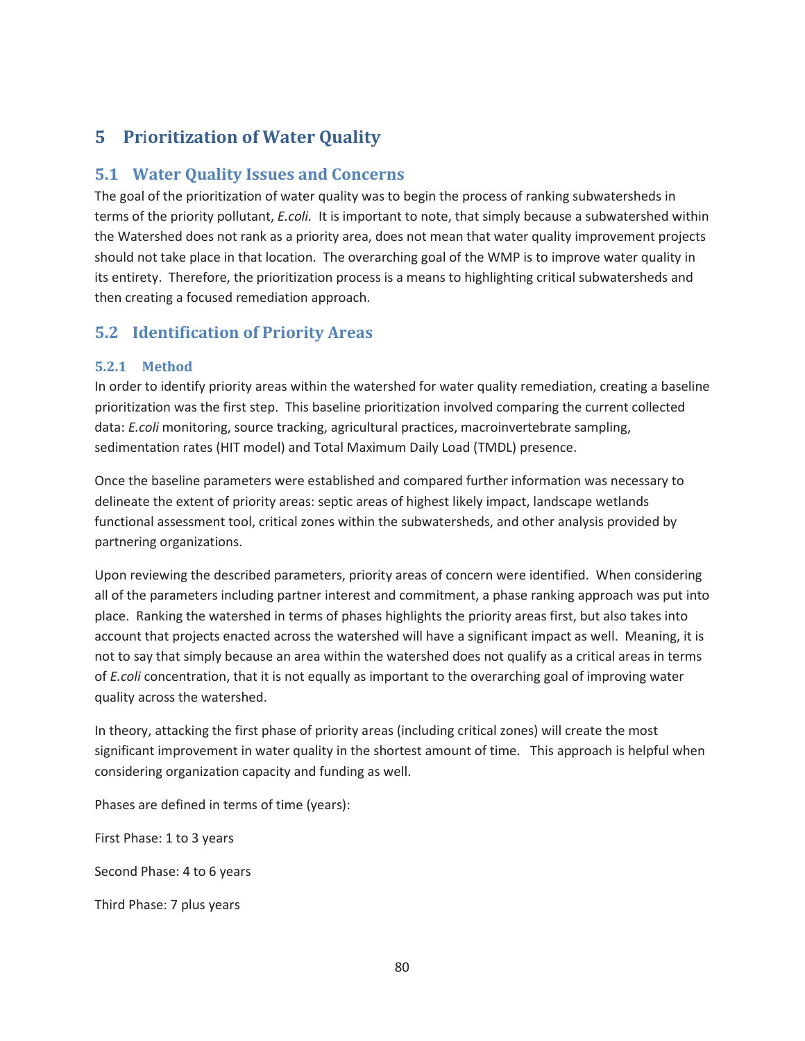# 5 Prioritization of Water Quality

## 5.1 Water Quality Issues and Concerns

The goal of the prioritization of water quality was to begin the process of ranking subwatersheds in terms of the priority pollutant, *E.coli.* It is important to note, that simply because a subwatershed within the Watershed does not rank as a priority area, does not mean that water quality improvement projects should not take place in that location. The overarching goal of the WMP is to improve water quality in its entirety. Therefore, the prioritization process is a means to highlighting critical subwatersheds and then creating a focused remediation approach.

## 5.2 Identification of Priority Areas

### 5.2.1 Method

In order to identify priority areas within the watershed for water quality remediation, creating a baseline prioritization was the first step. This baseline prioritization involved comparing the current collected data: *E.coli* monitoring, source tracking, agricultural practices, macroinvertebrate sampling, sedimentation rates (HIT model) and Total Maximum Daily Load (TMDL) presence.

Once the baseline parameters were established and compared further information was necessary to delineate the extent of priority areas: septic areas of highest likely impact, landscape wetlands functional assessment tool, critical zones within the subwatersheds, and other analysis provided by partnering organizations.

Upon reviewing the described parameters, priority areas of concern were identified. When considering all of the parameters including partner interest and commitment, a phase ranking approach was put into place. Ranking the watershed in terms of phases highlights the priority areas first, but also takes into account that projects enacted across the watershed will have a significant impact as well. Meaning, it is not to say that simply because an area within the watershed does not qualify as a critical areas in terms of *E.coli* concentration, that it is not equally as important to the overarching goal of improving water quality across the watershed.

In theory, attacking the first phase of priority areas (including critical zones) will create the most significant improvement in water quality in the shortest amount of time. This approach is helpful when considering organization capacity and funding as well.

Phases are defined in terms of time (years):

First Phase: 1 to 3 years

Second Phase: 4 to 6 years

Third Phase: 7 plus years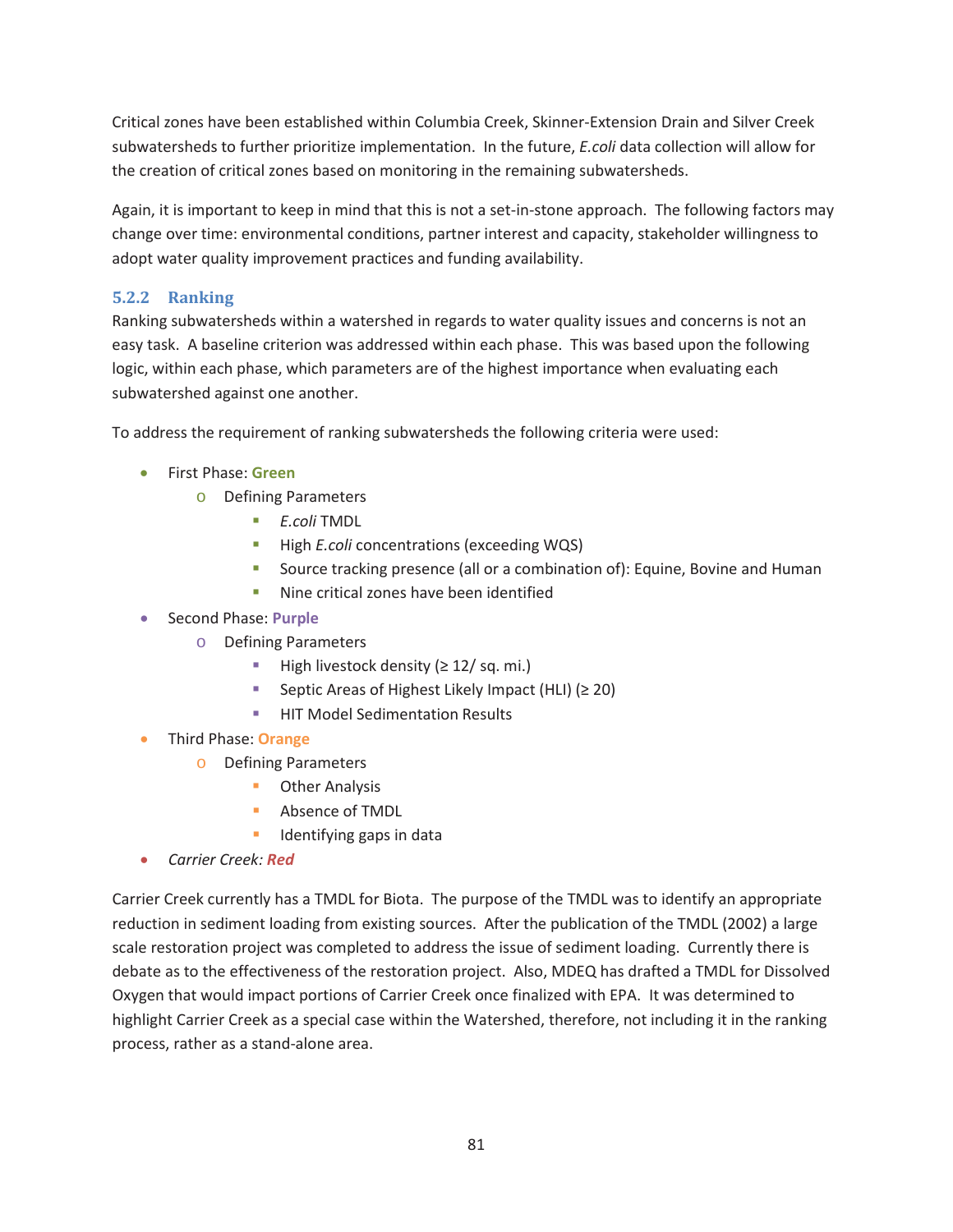Critical zones have been established within Columbia Creek, Skinner-Extension Drain and Silver Creek subwatersheds to further prioritize implementation. In the future, *E.coli* data collection will allow for the creation of critical zones based on monitoring in the remaining subwatersheds.

Again, it is important to keep in mind that this is not a set-in-stone approach. The following factors may change over time: environmental conditions, partner interest and capacity, stakeholder willingness to adopt water quality improvement practices and funding availability.

### 5.2.2 Ranking

Ranking subwatersheds within a watershed in regards to water quality issues and concerns is not an easy task. A baseline criterion was addressed within each phase. This was based upon the following logic, within each phase, which parameters are of the highest importance when evaluating each subwatershed against one another.

To address the requirement of ranking subwatersheds the following criteria were used:

- First Phase: **Green**
  - Defining Parameters
    - *E.coli* TMDL
    - High *E.coli* concentrations (exceeding WQS)
    - Source tracking presence (all or a combination of): Equine, Bovine and Human
    - Nine critical zones have been identified
- Second Phase: **Purple**
  - Defining Parameters
    - High livestock density (≥ 12/ sq. mi.)
    - Septic Areas of Highest Likely Impact (HLI) (≥ 20)
    - HIT Model Sedimentation Results
- Third Phase: **Orange**
  - Defining Parameters
    - Other Analysis
    - Absence of TMDL
    - Identifying gaps in data
- *Carrier Creek:* ***Red***

Carrier Creek currently has a TMDL for Biota. The purpose of the TMDL was to identify an appropriate reduction in sediment loading from existing sources. After the publication of the TMDL (2002) a large scale restoration project was completed to address the issue of sediment loading. Currently there is debate as to the effectiveness of the restoration project. Also, MDEQ has drafted a TMDL for Dissolved Oxygen that would impact portions of Carrier Creek once finalized with EPA. It was determined to highlight Carrier Creek as a special case within the Watershed, therefore, not including it in the ranking process, rather as a stand-alone area.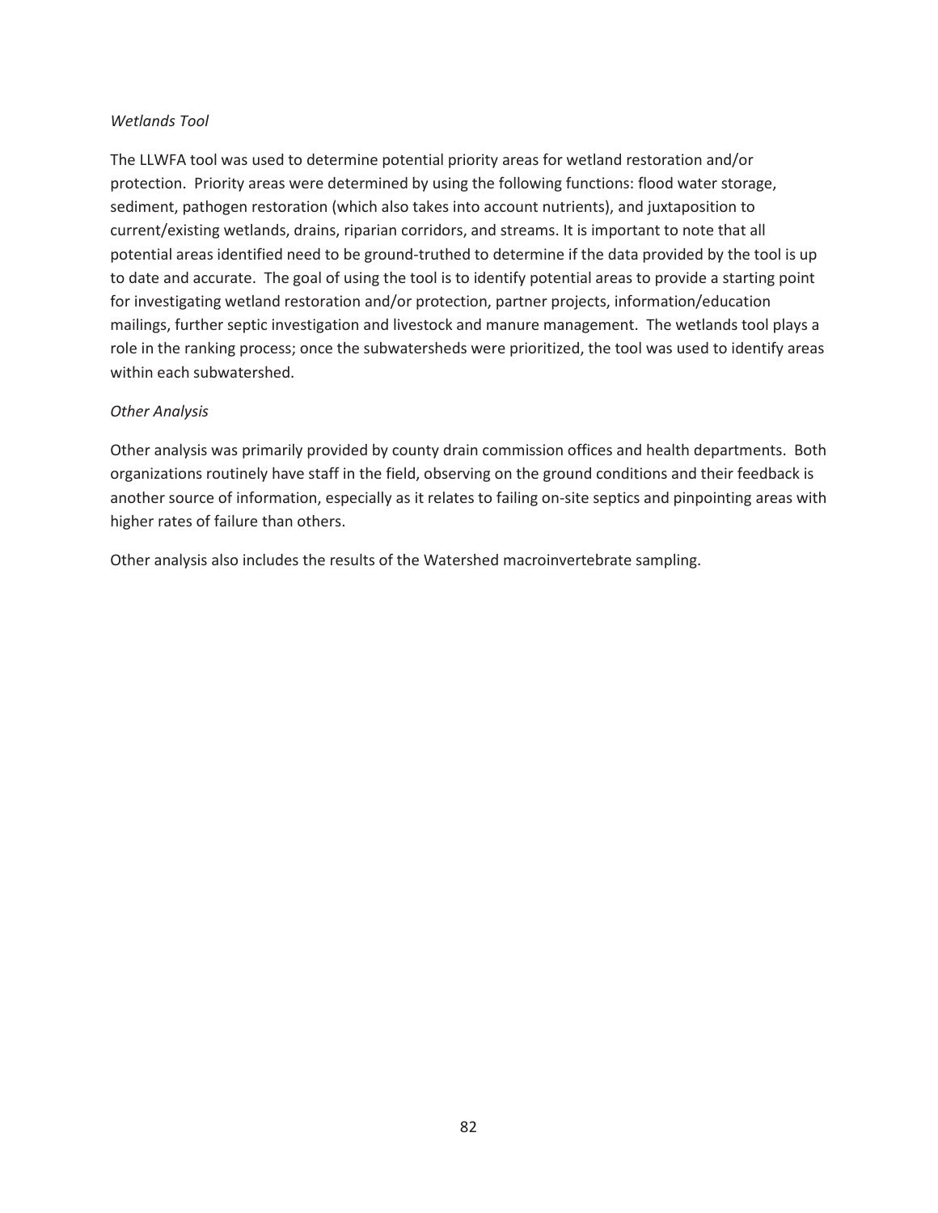*Wetlands Tool*

The LLWFA tool was used to determine potential priority areas for wetland restoration and/or protection. Priority areas were determined by using the following functions: flood water storage, sediment, pathogen restoration (which also takes into account nutrients), and juxtaposition to current/existing wetlands, drains, riparian corridors, and streams. It is important to note that all potential areas identified need to be ground-truthed to determine if the data provided by the tool is up to date and accurate. The goal of using the tool is to identify potential areas to provide a starting point for investigating wetland restoration and/or protection, partner projects, information/education mailings, further septic investigation and livestock and manure management. The wetlands tool plays a role in the ranking process; once the subwatersheds were prioritized, the tool was used to identify areas within each subwatershed.

*Other Analysis*

Other analysis was primarily provided by county drain commission offices and health departments. Both organizations routinely have staff in the field, observing on the ground conditions and their feedback is another source of information, especially as it relates to failing on-site septics and pinpointing areas with higher rates of failure than others.

Other analysis also includes the results of the Watershed macroinvertebrate sampling.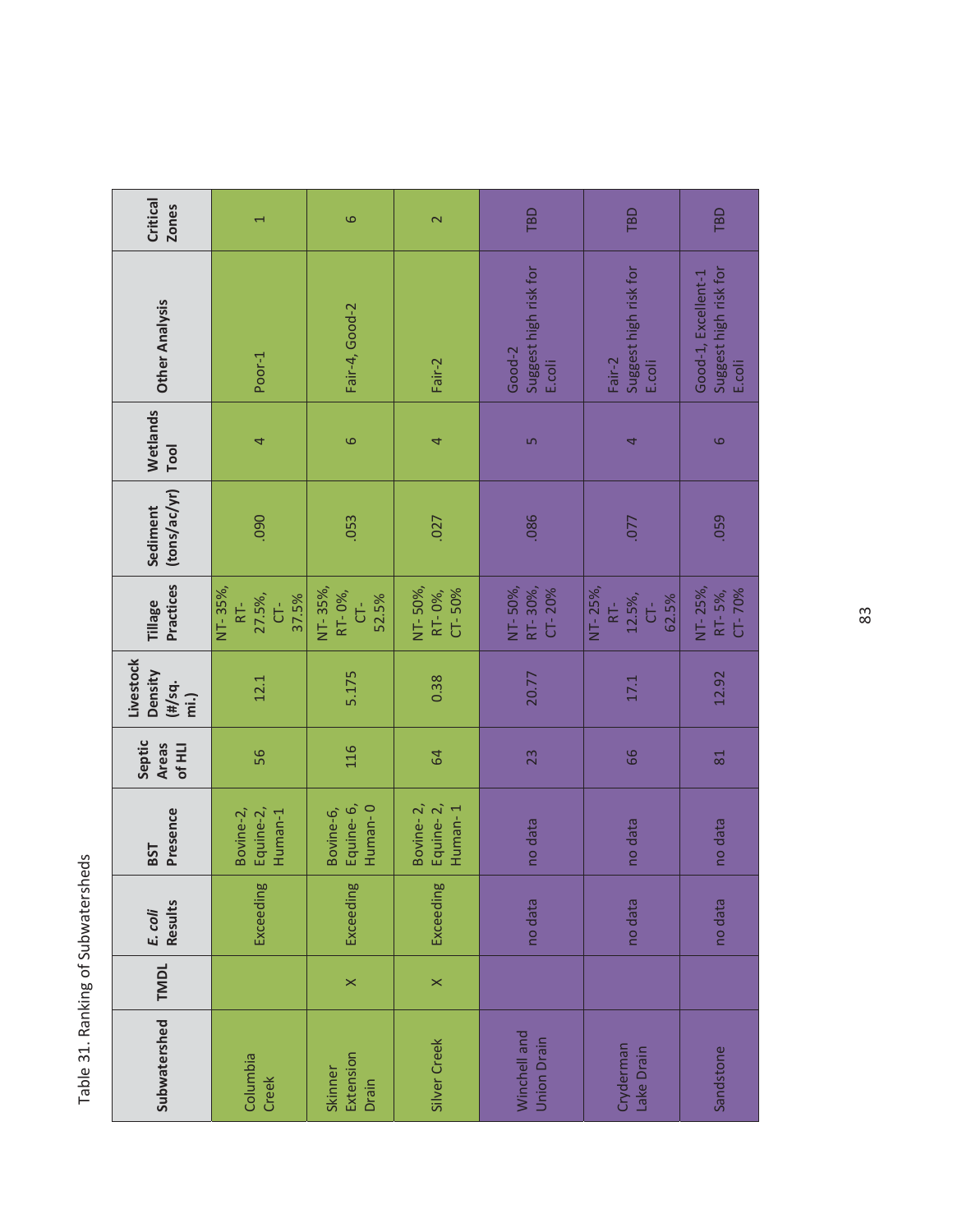Table 31. Ranking of Subwatersheds

| Subwatershed | TMDL | *E. coli* Results | BST Presence | Septic Areas of HLI | Livestock Density (#/sq. mi.) | Tillage Practices | Sediment (tons/ac/yr) | Wetlands Tool | Other Analysis | Critical Zones |
|---|---|---|---|---|---|---|---|---|---|---|
| Columbia Creek | | Exceeding | Bovine-2, Equine-2, Human-1 | 56 | 12.1 | NT- 35%, RT- 27.5%, CT- 37.5% | .090 | 4 | Poor-1 | 1 |
| Skinner Extension Drain | X | Exceeding | Bovine-6, Equine- 6, Human- 0 | 116 | 5.175 | NT- 35%, RT- 0%, CT- 52.5% | .053 | 6 | Fair-4, Good-2 | 6 |
| Silver Creek | X | Exceeding | Bovine- 2, Equine- 2, Human- 1 | 64 | 0.38 | NT- 50%, RT- 0%, CT- 50% | .027 | 4 | Fair-2 | 2 |
| Winchell and Union Drain | | no data | no data | 23 | 20.77 | NT- 50%, RT- 30%, CT- 20% | .086 | 5 | Good-2 Suggest high risk for E.coli | TBD |
| Cryderman Lake Drain | | no data | no data | 66 | 17.1 | NT- 25%, RT- 12.5%, CT- 62.5% | .077 | 4 | Fair-2 Suggest high risk for E.coli | TBD |
| Sandstone | | no data | no data | 81 | 12.92 | NT- 25%, RT- 5%, CT- 70% | .059 | 6 | Good-1, Excellent-1 Suggest high risk for E.coli | TBD |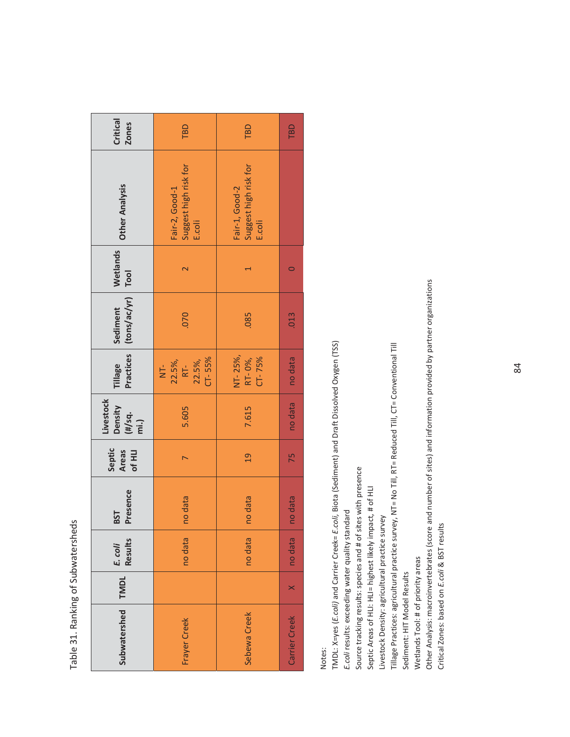Table 31. Ranking of Subwatersheds

| Subwatershed | TMDL | *E. coli* Results | BST Presence | Septic Areas of HLI | Livestock Density (#/sq. mi.) | Tillage Practices | Sediment (tons/ac/yr) | Wetlands Tool | Other Analysis | Critical Zones |
|---|---|---|---|---|---|---|---|---|---|---|
| Frayer Creek | | no data | no data | 7 | 5.605 | NT- 22.5%, RT- 22.5%, CT- 55% | .070 | 2 | Fair-2, Good-1 Suggest high risk for E.coli | TBD |
| Sebewa Creek | | no data | no data | 19 | 7.615 | NT- 25%, RT- 0%, CT- 75% | .085 | 1 | Fair-1, Good-2 Suggest high risk for E.coli | TBD |
| Carrier Creek | X | no data | no data | 75 | no data | no data | .013 | 0 | | TBD |

Notes:
TMDL: X=yes (*E.coli*) and Carrier Creek= *E.coli*, Biota (Sediment) and Draft Dissolved Oxygen (TSS)
*E.coli* results: exceeding water quality standard
Source tracking results: species and # of sites with presence
Septic Areas of HLI: HLI= highest likely impact, # of HLI
Livestock Density: agricultural practice survey
Tillage Practices: agricultural practice survey, NT= No Till, RT= Reduced Till, CT= Conventional Till
Sediment: HIT Model Results
Wetlands Tool: # of priority areas
Other Analysis: macroinvertebrates (score and number of sites) and information provided by partner organizations
Critical Zones: based on *E.coli* & BST results